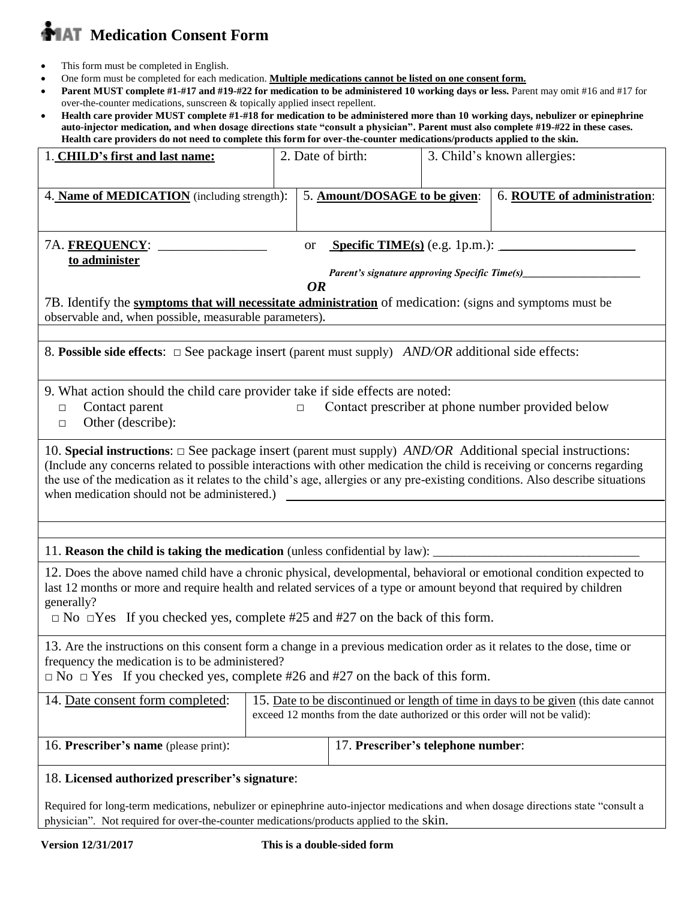# MAT Medication Consent Form

- This form must be completed in English.
- One form must be completed for each medication. **Multiple medications cannot be listed on one consent form.**
- **Parent MUST complete #1-#17 and #19-#22 for medication to be administered 10 working days or less.** Parent may omit #16 and #17 for over-the-counter medications, sunscreen & topically applied insect repellent.
- **Health care provider MUST complete #1-#18 for medication to be administered more than 10 working days, nebulizer or epinephrine auto-injector medication, and when dosage directions state "consult a physician". Parent must also complete #19-#22 in these cases. Health care providers do not need to complete this form for over-the-counter medications/products applied to the skin.**

| 1. **CHILD's first and last name:** | 2. Date of birth: | 3. Child's known allergies: |
|---|---|---|
| | | |

| 4. **Name of MEDICATION** (including strength): | 5. **Amount/DOSAGE to be given**: | 6. **ROUTE of administration**: |
|---|---|---|
| | | |

7A. **FREQUENCY to administer**: ________________ or **Specific TIME(s)** (e.g. 1p.m.): ____________________

***Parent's signature approving Specific Time(s)*______________________**

***OR***

7B. Identify the **symptoms that will necessitate administration** of medication: (signs and symptoms must be observable and, when possible, measurable parameters).

8. **Possible side effects**: □ See package insert (parent must supply) *AND/OR* additional side effects:

9. What action should the child care provider take if side effects are noted:
- □ Contact parent
- □ Contact prescriber at phone number provided below
- □ Other (describe):

10. **Special instructions**: □ See package insert (parent must supply) *AND/OR* Additional special instructions: (Include any concerns related to possible interactions with other medication the child is receiving or concerns regarding the use of the medication as it relates to the child's age, allergies or any pre-existing conditions. Also describe situations when medication should not be administered.) ______________________________

11. **Reason the child is taking the medication** (unless confidential by law): ________________________________

12. Does the above named child have a chronic physical, developmental, behavioral or emotional condition expected to last 12 months or more and require health and related services of a type or amount beyond that required by children generally?
□ No □Yes If you checked yes, complete #25 and #27 on the back of this form.

13. Are the instructions on this consent form a change in a previous medication order as it relates to the dose, time or frequency the medication is to be administered?
□ No □ Yes If you checked yes, complete #26 and #27 on the back of this form.

| 14. Date consent form completed: | 15. Date to be discontinued or length of time in days to be given (this date cannot exceed 12 months from the date authorized or this order will not be valid): |
|---|---|
| | |

| 16. **Prescriber's name** (please print): | 17. **Prescriber's telephone number**: |
|---|---|
| | |

18. **Licensed authorized prescriber's signature**:

Required for long-term medications, nebulizer or epinephrine auto-injector medications and when dosage directions state "consult a physician". Not required for over-the-counter medications/products applied to the skin.

**Version 12/31/2017** **This is a double-sided form**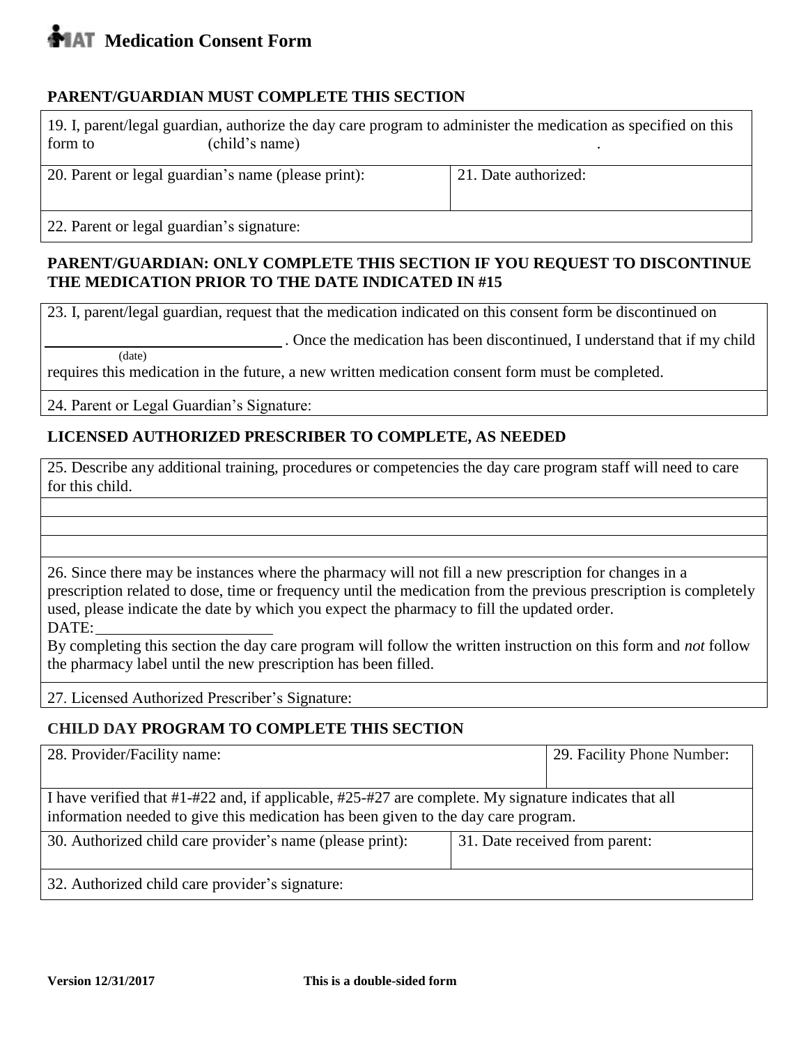# MAT Medication Consent Form

## PARENT/GUARDIAN MUST COMPLETE THIS SECTION

| | |
|---|---|
| 19. I, parent/legal guardian, authorize the day care program to administer the medication as specified on this form to (child's name) . | |
| 20. Parent or legal guardian's name (please print): | 21. Date authorized: |
| 22. Parent or legal guardian's signature: | |

## PARENT/GUARDIAN: ONLY COMPLETE THIS SECTION IF YOU REQUEST TO DISCONTINUE THE MEDICATION PRIOR TO THE DATE INDICATED IN #15

23. I, parent/legal guardian, request that the medication indicated on this consent form be discontinued on ______________________ (date). Once the medication has been discontinued, I understand that if my child requires this medication in the future, a new written medication consent form must be completed.

24. Parent or Legal Guardian's Signature:

## LICENSED AUTHORIZED PRESCRIBER TO COMPLETE, AS NEEDED

25. Describe any additional training, procedures or competencies the day care program staff will need to care for this child.

26. Since there may be instances where the pharmacy will not fill a new prescription for changes in a prescription related to dose, time or frequency until the medication from the previous prescription is completely used, please indicate the date by which you expect the pharmacy to fill the updated order.

DATE: ______________________

By completing this section the day care program will follow the written instruction on this form and *not* follow the pharmacy label until the new prescription has been filled.

27. Licensed Authorized Prescriber's Signature:

## CHILD DAY PROGRAM TO COMPLETE THIS SECTION

| | |
|---|---|
| 28. Provider/Facility name: | 29. Facility Phone Number: |
| I have verified that #1-#22 and, if applicable, #25-#27 are complete. My signature indicates that all information needed to give this medication has been given to the day care program. | |
| 30. Authorized child care provider's name (please print): | 31. Date received from parent: |
| 32. Authorized child care provider's signature: | |

**Version 12/31/2017** **This is a double-sided form**